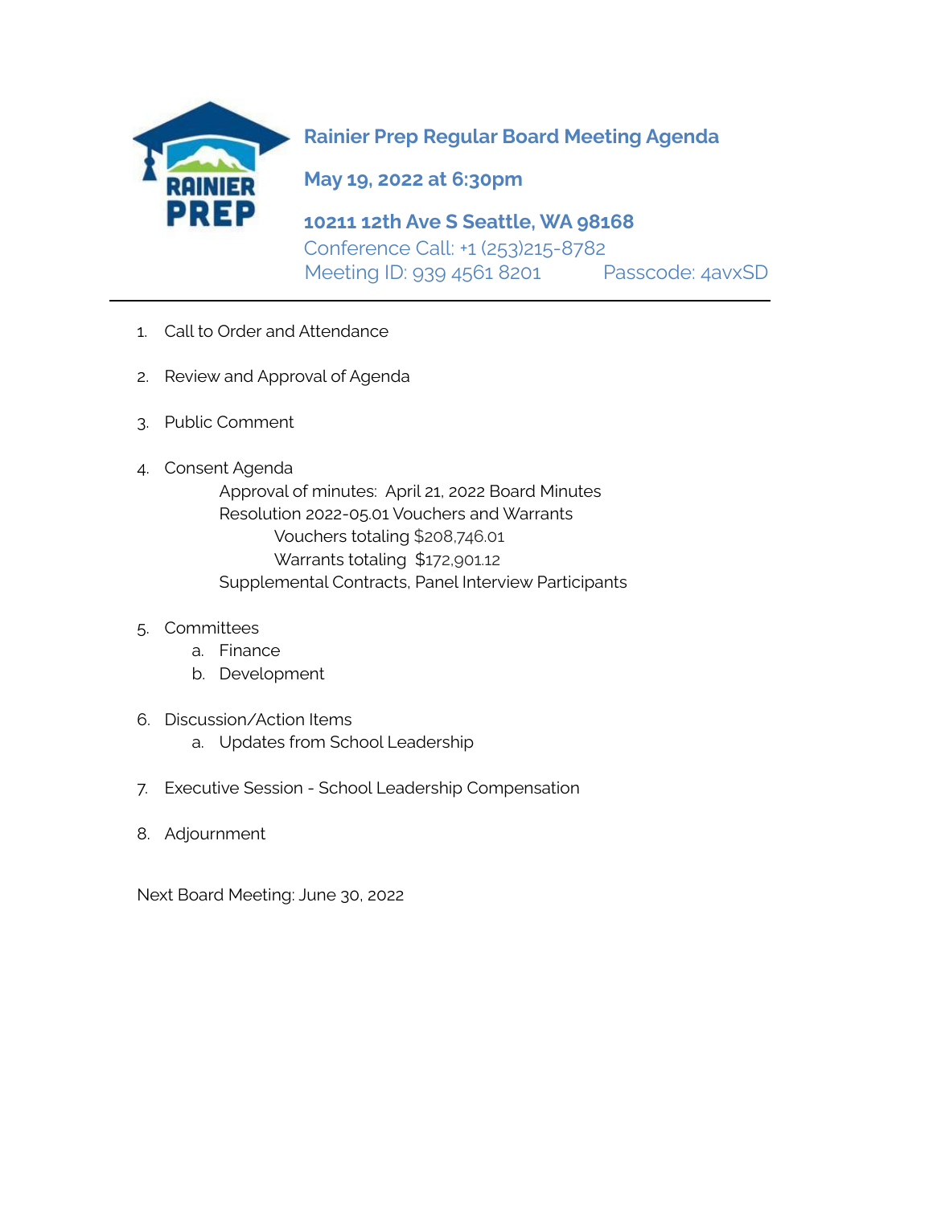# Rainier Prep Regular Board Meeting Agenda

**May 19, 2022 at 6:30pm**

**10211 12th Ave S Seattle, WA 98168**

Conference Call: +1 (253)215-8782
Meeting ID: 939 4561 8201 Passcode: 4avxSD

---

1. Call to Order and Attendance
2. Review and Approval of Agenda
3. Public Comment
4. Consent Agenda
   - Approval of minutes: April 21, 2022 Board Minutes
   - Resolution 2022-05.01 Vouchers and Warrants
     - Vouchers totaling $208,746.01
     - Warrants totaling $172,901.12
   - Supplemental Contracts, Panel Interview Participants
5. Committees
   a. Finance
   b. Development
6. Discussion/Action Items
   a. Updates from School Leadership
7. Executive Session - School Leadership Compensation
8. Adjournment

Next Board Meeting: June 30, 2022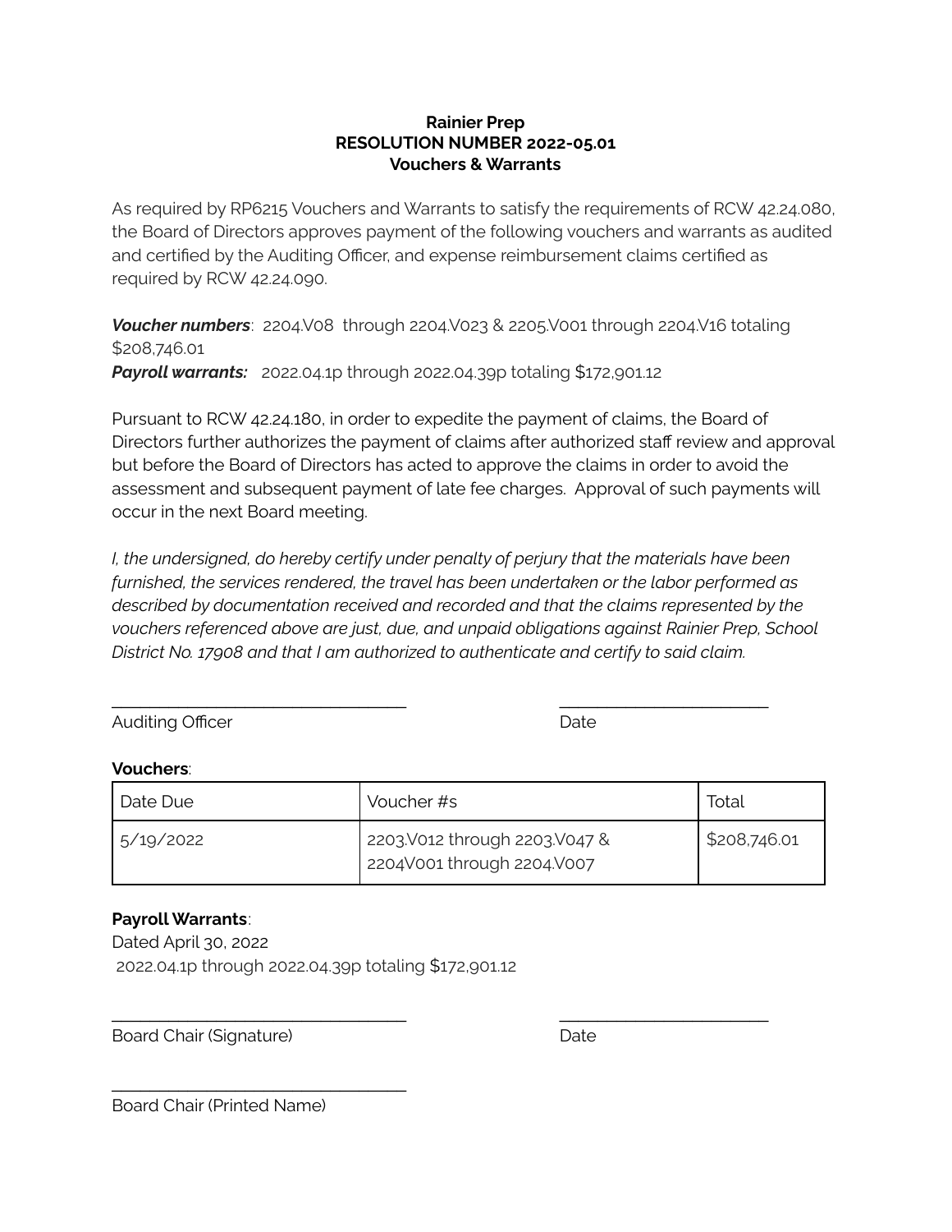**Rainier Prep**
**RESOLUTION NUMBER 2022-05.01**
**Vouchers & Warrants**

As required by RP6215 Vouchers and Warrants to satisfy the requirements of RCW 42.24.080, the Board of Directors approves payment of the following vouchers and warrants as audited and certified by the Auditing Officer, and expense reimbursement claims certified as required by RCW 42.24.090.

***Voucher numbers***: 2204.V08 through 2204.V023 & 2205.V001 through 2204.V16 totaling $208,746.01
***Payroll warrants:*** 2022.04.1p through 2022.04.39p totaling $172,901.12

Pursuant to RCW 42.24.180, in order to expedite the payment of claims, the Board of Directors further authorizes the payment of claims after authorized staff review and approval but before the Board of Directors has acted to approve the claims in order to avoid the assessment and subsequent payment of late fee charges. Approval of such payments will occur in the next Board meeting.

*I, the undersigned, do hereby certify under penalty of perjury that the materials have been furnished, the services rendered, the travel has been undertaken or the labor performed as described by documentation received and recorded and that the claims represented by the vouchers referenced above are just, due, and unpaid obligations against Rainier Prep, School District No. 17908 and that I am authorized to authenticate and certify to said claim.*

______________________________ ______________________
Auditing Officer Date

**Vouchers**:

| Date Due | Voucher #s | Total |
|---|---|---|
| 5/19/2022 | 2203.V012 through 2203.V047 & 2204V001 through 2204.V007 | $208,746.01 |

**Payroll Warrants**:
Dated April 30, 2022
2022.04.1p through 2022.04.39p totaling $172,901.12

______________________________ ______________________
Board Chair (Signature) Date

______________________________
Board Chair (Printed Name)